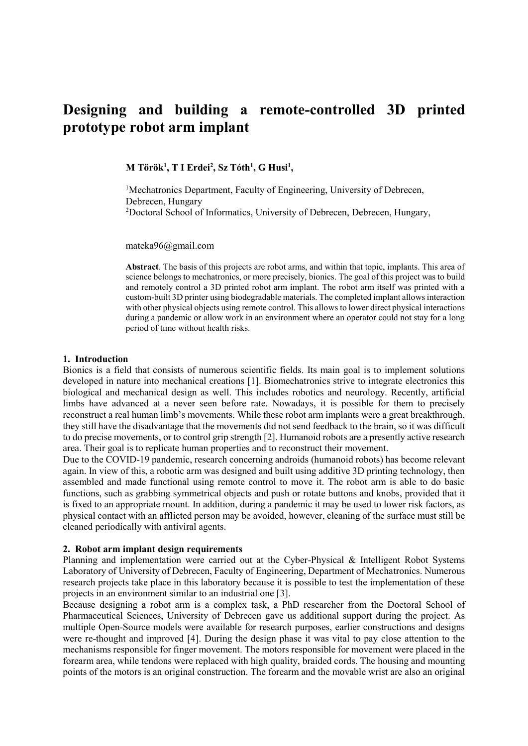# Designing and building a remote-controlled 3D printed prototype robot arm implant

**M Török[1], T I Erdei[2], Sz Tóth[1], G Husi[1],**

[1]Mechatronics Department, Faculty of Engineering, University of Debrecen, Debrecen, Hungary
[2]Doctoral School of Informatics, University of Debrecen, Debrecen, Hungary,

mateka96@gmail.com

**Abstract**. The basis of this projects are robot arms, and within that topic, implants. This area of science belongs to mechatronics, or more precisely, bionics. The goal of this project was to build and remotely control a 3D printed robot arm implant. The robot arm itself was printed with a custom-built 3D printer using biodegradable materials. The completed implant allows interaction with other physical objects using remote control. This allows to lower direct physical interactions during a pandemic or allow work in an environment where an operator could not stay for a long period of time without health risks.

## 1. Introduction

Bionics is a field that consists of numerous scientific fields. Its main goal is to implement solutions developed in nature into mechanical creations [1]. Biomechatronics strive to integrate electronics this biological and mechanical design as well. This includes robotics and neurology. Recently, artificial limbs have advanced at a never seen before rate. Nowadays, it is possible for them to precisely reconstruct a real human limb's movements. While these robot arm implants were a great breakthrough, they still have the disadvantage that the movements did not send feedback to the brain, so it was difficult to do precise movements, or to control grip strength [2]. Humanoid robots are a presently active research area. Their goal is to replicate human properties and to reconstruct their movement.

Due to the COVID-19 pandemic, research concerning androids (humanoid robots) has become relevant again. In view of this, a robotic arm was designed and built using additive 3D printing technology, then assembled and made functional using remote control to move it. The robot arm is able to do basic functions, such as grabbing symmetrical objects and push or rotate buttons and knobs, provided that it is fixed to an appropriate mount. In addition, during a pandemic it may be used to lower risk factors, as physical contact with an afflicted person may be avoided, however, cleaning of the surface must still be cleaned periodically with antiviral agents.

## 2. Robot arm implant design requirements

Planning and implementation were carried out at the Cyber-Physical & Intelligent Robot Systems Laboratory of University of Debrecen, Faculty of Engineering, Department of Mechatronics. Numerous research projects take place in this laboratory because it is possible to test the implementation of these projects in an environment similar to an industrial one [3].

Because designing a robot arm is a complex task, a PhD researcher from the Doctoral School of Pharmaceutical Sciences, University of Debrecen gave us additional support during the project. As multiple Open-Source models were available for research purposes, earlier constructions and designs were re-thought and improved [4]. During the design phase it was vital to pay close attention to the mechanisms responsible for finger movement. The motors responsible for movement were placed in the forearm area, while tendons were replaced with high quality, braided cords. The housing and mounting points of the motors is an original construction. The forearm and the movable wrist are also an original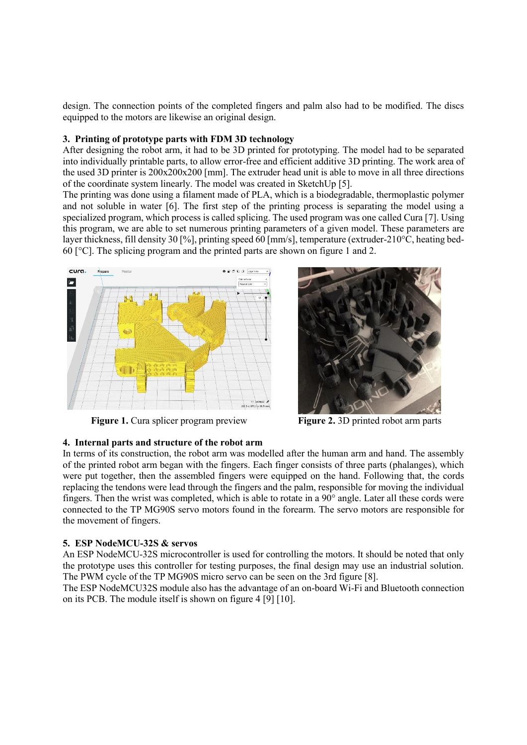design. The connection points of the completed fingers and palm also had to be modified. The discs equipped to the motors are likewise an original design.

## 3. Printing of prototype parts with FDM 3D technology

After designing the robot arm, it had to be 3D printed for prototyping. The model had to be separated into individually printable parts, to allow error-free and efficient additive 3D printing. The work area of the used 3D printer is 200x200x200 [mm]. The extruder head unit is able to move in all three directions of the coordinate system linearly. The model was created in SketchUp [5].

The printing was done using a filament made of PLA, which is a biodegradable, thermoplastic polymer and not soluble in water [6]. The first step of the printing process is separating the model using a specialized program, which process is called splicing. The used program was one called Cura [7]. Using this program, we are able to set numerous printing parameters of a given model. These parameters are layer thickness, fill density 30 [%], printing speed 60 [mm/s], temperature (extruder-210°C, heating bed-60 [°C]. The splicing program and the printed parts are shown on figure 1 and 2.

**Figure 1.** Cura splicer program preview

**Figure 2.** 3D printed robot arm parts

## 4. Internal parts and structure of the robot arm

In terms of its construction, the robot arm was modelled after the human arm and hand. The assembly of the printed robot arm began with the fingers. Each finger consists of three parts (phalanges), which were put together, then the assembled fingers were equipped on the hand. Following that, the cords replacing the tendons were lead through the fingers and the palm, responsible for moving the individual fingers. Then the wrist was completed, which is able to rotate in a 90° angle. Later all these cords were connected to the TP MG90S servo motors found in the forearm. The servo motors are responsible for the movement of fingers.

## 5. ESP NodeMCU-32S & servos

An ESP NodeMCU-32S microcontroller is used for controlling the motors. It should be noted that only the prototype uses this controller for testing purposes, the final design may use an industrial solution. The PWM cycle of the TP MG90S micro servo can be seen on the 3rd figure [8].

The ESP NodeMCU32S module also has the advantage of an on-board Wi-Fi and Bluetooth connection on its PCB. The module itself is shown on figure 4 [9] [10].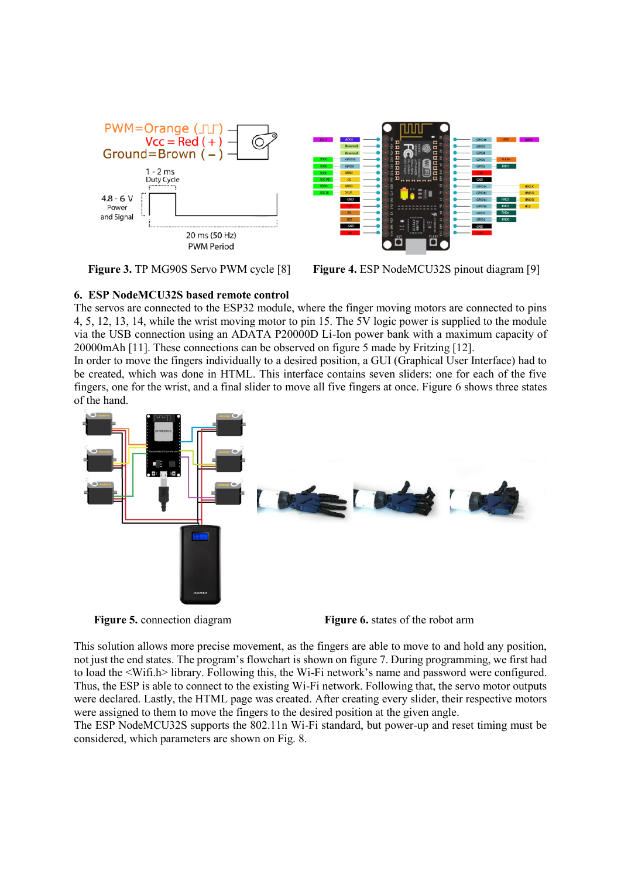Figure 3. TP MG90S Servo PWM cycle [8]

Figure 4. ESP NodeMCU32S pinout diagram [9]

## 6. ESP NodeMCU32S based remote control

The servos are connected to the ESP32 module, where the finger moving motors are connected to pins 4, 5, 12, 13, 14, while the wrist moving motor to pin 15. The 5V logic power is supplied to the module via the USB connection using an ADATA P20000D Li-Ion power bank with a maximum capacity of 20000mAh [11]. These connections can be observed on figure 5 made by Fritzing [12].

In order to move the fingers individually to a desired position, a GUI (Graphical User Interface) had to be created, which was done in HTML. This interface contains seven sliders: one for each of the five fingers, one for the wrist, and a final slider to move all five fingers at once. Figure 6 shows three states of the hand.

Figure 5. connection diagram

Figure 6. states of the robot arm

This solution allows more precise movement, as the fingers are able to move to and hold any position, not just the end states. The program's flowchart is shown on figure 7. During programming, we first had to load the <Wifi.h> library. Following this, the Wi-Fi network's name and password were configured. Thus, the ESP is able to connect to the existing Wi-Fi network. Following that, the servo motor outputs were declared. Lastly, the HTML page was created. After creating every slider, their respective motors were assigned to them to move the fingers to the desired position at the given angle.

The ESP NodeMCU32S supports the 802.11n Wi-Fi standard, but power-up and reset timing must be considered, which parameters are shown on Fig. 8.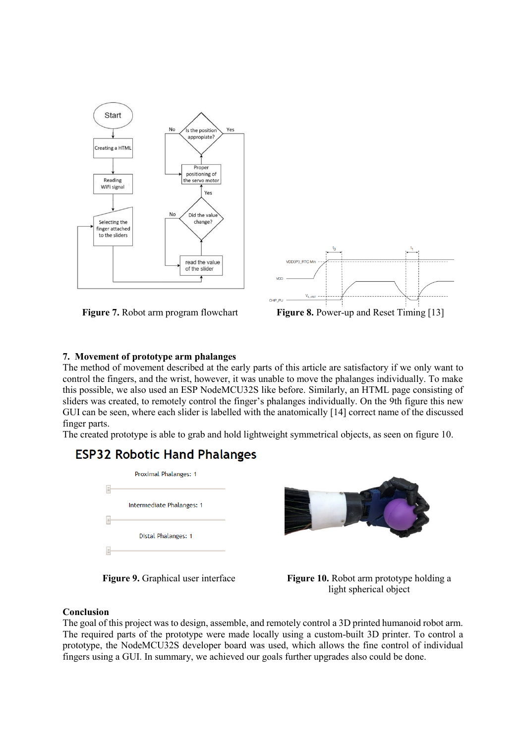Figure 7. Robot arm program flowchart

Figure 8. Power-up and Reset Timing [13]

## 7. Movement of prototype arm phalanges

The method of movement described at the early parts of this article are satisfactory if we only want to control the fingers, and the wrist, however, it was unable to move the phalanges individually. To make this possible, we also used an ESP NodeMCU32S like before. Similarly, an HTML page consisting of sliders was created, to remotely control the finger's phalanges individually. On the 9th figure this new GUI can be seen, where each slider is labelled with the anatomically [14] correct name of the discussed finger parts.

The created prototype is able to grab and hold lightweight symmetrical objects, as seen on figure 10.

**Figure 9.** Graphical user interface

**Figure 10.** Robot arm prototype holding a light spherical object

## Conclusion

The goal of this project was to design, assemble, and remotely control a 3D printed humanoid robot arm. The required parts of the prototype were made locally using a custom-built 3D printer. To control a prototype, the NodeMCU32S developer board was used, which allows the fine control of individual fingers using a GUI. In summary, we achieved our goals further upgrades also could be done.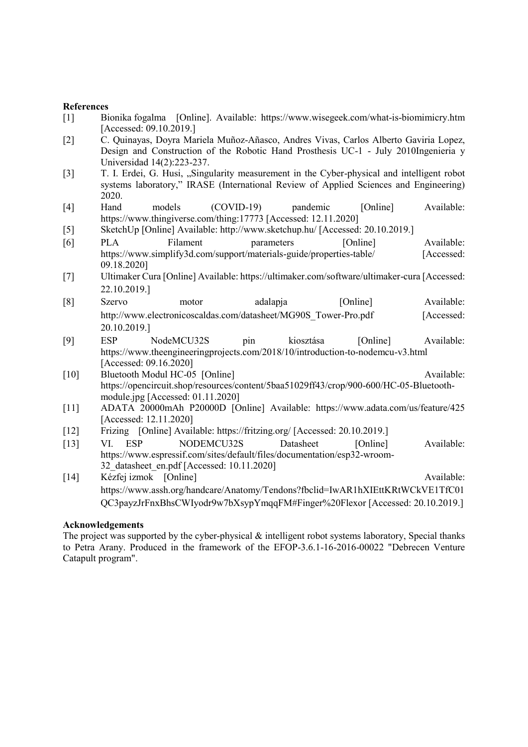**References**

[1] Bionika fogalma [Online]. Available: https://www.wisegeek.com/what-is-biomimicry.htm [Accessed: 09.10.2019.]

[2] C. Quinayas, Doyra Mariela Muñoz-Añasco, Andres Vivas, Carlos Alberto Gaviria Lopez, Design and Construction of the Robotic Hand Prosthesis UC-1 - July 2010Ingenieria y Universidad 14(2):223-237.

[3] T. I. Erdei, G. Husi, „Singularity measurement in the Cyber-physical and intelligent robot systems laboratory," IRASE (International Review of Applied Sciences and Engineering) 2020.

[4] Hand models (COVID-19) pandemic [Online] Available: https://www.thingiverse.com/thing:17773 [Accessed: 12.11.2020]

[5] SketchUp [Online] Available: http://www.sketchup.hu/ [Accessed: 20.10.2019.]

[6] PLA Filament parameters [Online] Available: https://www.simplify3d.com/support/materials-guide/properties-table/ [Accessed: 09.18.2020]

[7] Ultimaker Cura [Online] Available: https://ultimaker.com/software/ultimaker-cura [Accessed: 22.10.2019.]

[8] Szervo motor adalapja [Online] Available: http://www.electronicoscaldas.com/datasheet/MG90S_Tower-Pro.pdf [Accessed: 20.10.2019.]

[9] ESP NodeMCU32S pin kiosztása [Online] Available: https://www.theengineeringprojects.com/2018/10/introduction-to-nodemcu-v3.html [Accessed: 09.16.2020]

[10] Bluetooth Modul HC-05 [Online] Available: https://opencircuit.shop/resources/content/5baa51029ff43/crop/900-600/HC-05-Bluetooth-module.jpg [Accessed: 01.11.2020]

[11] ADATA 20000mAh P20000D [Online] Available: https://www.adata.com/us/feature/425 [Accessed: 12.11.2020]

[12] Frizing [Online] Available: https://fritzing.org/ [Accessed: 20.10.2019.]

[13] VI. ESP NODEMCU32S Datasheet [Online] Available: https://www.espressif.com/sites/default/files/documentation/esp32-wroom-32_datasheet_en.pdf [Accessed: 10.11.2020]

[14] Kézfej izmok [Online] Available: https://www.assh.org/handcare/Anatomy/Tendons?fbclid=IwAR1hXIEttKRtWCkVE1TfC01QC3payzJrFnxBhsCWIyodr9w7bXsypYmqqFM#Finger%20Flexor [Accessed: 20.10.2019.]

**Acknowledgements**

The project was supported by the cyber-physical & intelligent robot systems laboratory, Special thanks to Petra Arany. Produced in the framework of the EFOP-3.6.1-16-2016-00022 "Debrecen Venture Catapult program".